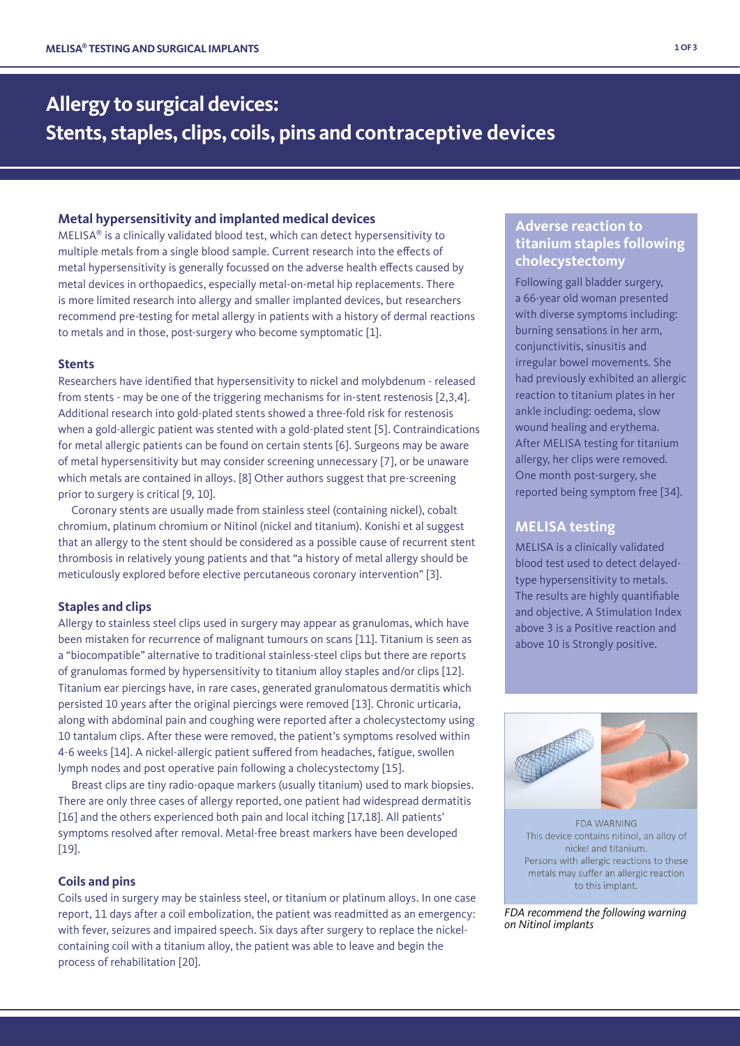# Allergy to surgical devices: Stents, staples, clips, coils, pins and contraceptive devices

## Metal hypersensitivity and implanted medical devices

MELISA® is a clinically validated blood test, which can detect hypersensitivity to multiple metals from a single blood sample. Current research into the effects of metal hypersensitivity is generally focussed on the adverse health effects caused by metal devices in orthopaedics, especially metal-on-metal hip replacements. There is more limited research into allergy and smaller implanted devices, but researchers recommend pre-testing for metal allergy in patients with a history of dermal reactions to metals and in those, post-surgery who become symptomatic [1].

### Stents

Researchers have identified that hypersensitivity to nickel and molybdenum - released from stents - may be one of the triggering mechanisms for in-stent restenosis [2,3,4]. Additional research into gold-plated stents showed a three-fold risk for restenosis when a gold-allergic patient was stented with a gold-plated stent [5]. Contraindications for metal allergic patients can be found on certain stents [6]. Surgeons may be aware of metal hypersensitivity but may consider screening unnecessary [7], or be unaware which metals are contained in alloys. [8] Other authors suggest that pre-screening prior to surgery is critical [9, 10].

Coronary stents are usually made from stainless steel (containing nickel), cobalt chromium, platinum chromium or Nitinol (nickel and titanium). Konishi et al suggest that an allergy to the stent should be considered as a possible cause of recurrent stent thrombosis in relatively young patients and that "a history of metal allergy should be meticulously explored before elective percutaneous coronary intervention" [3].

### Staples and clips

Allergy to stainless steel clips used in surgery may appear as granulomas, which have been mistaken for recurrence of malignant tumours on scans [11]. Titanium is seen as a "biocompatible" alternative to traditional stainless-steel clips but there are reports of granulomas formed by hypersensitivity to titanium alloy staples and/or clips [12]. Titanium ear piercings have, in rare cases, generated granulomatous dermatitis which persisted 10 years after the original piercings were removed [13]. Chronic urticaria, along with abdominal pain and coughing were reported after a cholecystectomy using 10 tantalum clips. After these were removed, the patient's symptoms resolved within 4-6 weeks [14]. A nickel-allergic patient suffered from headaches, fatigue, swollen lymph nodes and post operative pain following a cholecystectomy [15].

Breast clips are tiny radio-opaque markers (usually titanium) used to mark biopsies. There are only three cases of allergy reported, one patient had widespread dermatitis [16] and the others experienced both pain and local itching [17,18]. All patients' symptoms resolved after removal. Metal-free breast markers have been developed [19].

### Coils and pins

Coils used in surgery may be stainless steel, or titanium or platinum alloys. In one case report, 11 days after a coil embolization, the patient was readmitted as an emergency: with fever, seizures and impaired speech. Six days after surgery to replace the nickel-containing coil with a titanium alloy, the patient was able to leave and begin the process of rehabilitation [20].

## Adverse reaction to titanium staples following cholecystectomy

Following gall bladder surgery, a 66-year old woman presented with diverse symptoms including: burning sensations in her arm, conjunctivitis, sinusitis and irregular bowel movements. She had previously exhibited an allergic reaction to titanium plates in her ankle including: oedema, slow wound healing and erythema. After MELISA testing for titanium allergy, her clips were removed. One month post-surgery, she reported being symptom free [34].

## MELISA testing

MELISA is a clinically validated blood test used to detect delayed-type hypersensitivity to metals. The results are highly quantifiable and objective. A Stimulation Index above 3 is a Positive reaction and above 10 is Strongly positive.

FDA WARNING
This device contains nitinol, an alloy of nickel and titanium.
Persons with allergic reactions to these metals may suffer an allergic reaction to this implant.

*FDA recommend the following warning on Nitinol implants*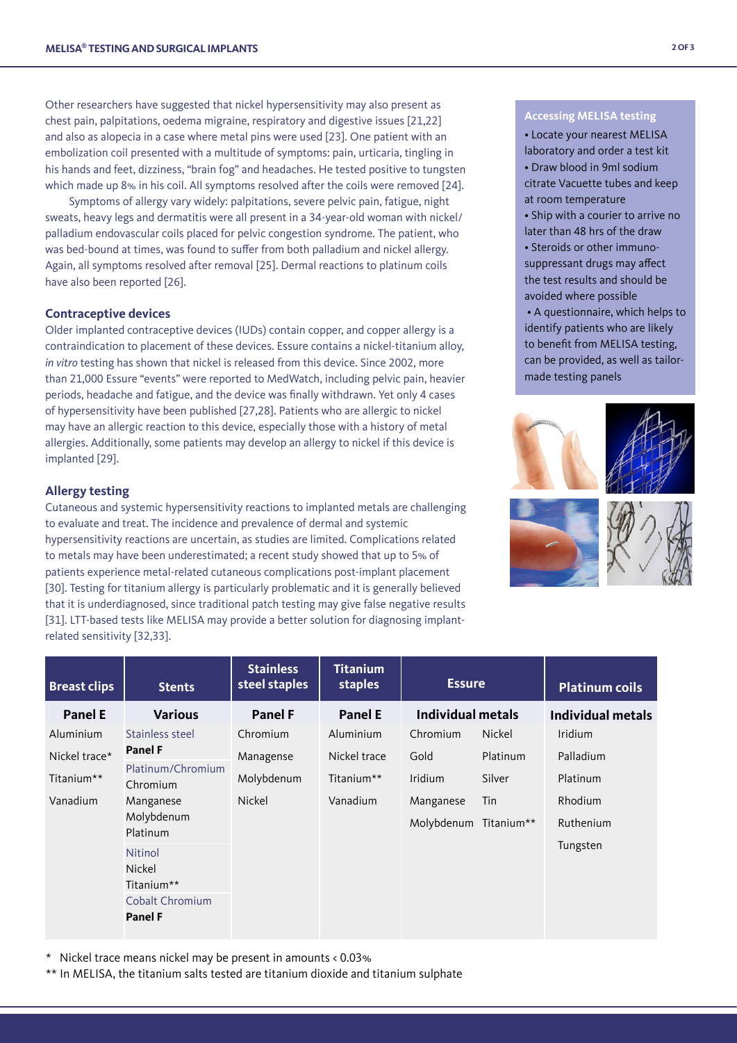Other researchers have suggested that nickel hypersensitivity may also present as chest pain, palpitations, oedema migraine, respiratory and digestive issues [21,22] and also as alopecia in a case where metal pins were used [23]. One patient with an embolization coil presented with a multitude of symptoms: pain, urticaria, tingling in his hands and feet, dizziness, "brain fog" and headaches. He tested positive to tungsten which made up 8% in his coil. All symptoms resolved after the coils were removed [24].

Symptoms of allergy vary widely: palpitations, severe pelvic pain, fatigue, night sweats, heavy legs and dermatitis were all present in a 34-year-old woman with nickel/palladium endovascular coils placed for pelvic congestion syndrome. The patient, who was bed-bound at times, was found to suffer from both palladium and nickel allergy. Again, all symptoms resolved after removal [25]. Dermal reactions to platinum coils have also been reported [26].

### Contraceptive devices

Older implanted contraceptive devices (IUDs) contain copper, and copper allergy is a contraindication to placement of these devices. Essure contains a nickel-titanium alloy, *in vitro* testing has shown that nickel is released from this device. Since 2002, more than 21,000 Essure "events" were reported to MedWatch, including pelvic pain, heavier periods, headache and fatigue, and the device was finally withdrawn. Yet only 4 cases of hypersensitivity have been published [27,28]. Patients who are allergic to nickel may have an allergic reaction to this device, especially those with a history of metal allergies. Additionally, some patients may develop an allergy to nickel if this device is implanted [29].

### Allergy testing

Cutaneous and systemic hypersensitivity reactions to implanted metals are challenging to evaluate and treat. The incidence and prevalence of dermal and systemic hypersensitivity reactions are uncertain, as studies are limited. Complications related to metals may have been underestimated; a recent study showed that up to 5% of patients experience metal-related cutaneous complications post-implant placement [30]. Testing for titanium allergy is particularly problematic and it is generally believed that it is underdiagnosed, since traditional patch testing may give false negative results [31]. LTT-based tests like MELISA may provide a better solution for diagnosing implant-related sensitivity [32,33].

#### Accessing MELISA testing

- Locate your nearest MELISA laboratory and order a test kit
- Draw blood in 9ml sodium citrate Vacuette tubes and keep at room temperature
- Ship with a courier to arrive no later than 48 hrs of the draw
- Steroids or other immuno-suppressant drugs may affect the test results and should be avoided where possible
- A questionnaire, which helps to identify patients who are likely to benefit from MELISA testing, can be provided, as well as tailor-made testing panels

| Breast clips | Stents | Stainless steel staples | Titanium staples | Essure | | Platinum coils |
|---|---|---|---|---|---|---|
| **Panel E** | **Various** | **Panel F** | **Panel E** | **Individual metals** | | **Individual metals** |
| Aluminium | Stainless steel<br>**Panel F** | Chromium | Aluminium | Chromium | Nickel | Iridium |
| Nickel trace* | Platinum/Chromium<br>Chromium<br>Manganese<br>Molybdenum<br>Platinum | Managense | Nickel trace | Gold | Platinum | Palladium |
| Titanium** | Nitinol<br>Nickel<br>Titanium** | Molybdenum | Titanium** | Iridium | Silver | Platinum |
| Vanadium | Cobalt Chromium<br>**Panel F** | Nickel | Vanadium | Manganese | Tin | Rhodium |
| | | | | Molybdenum | Titanium** | Ruthenium |
| | | | | | | Tungsten |

\* Nickel trace means nickel may be present in amounts < 0.03%

** In MELISA, the titanium salts tested are titanium dioxide and titanium sulphate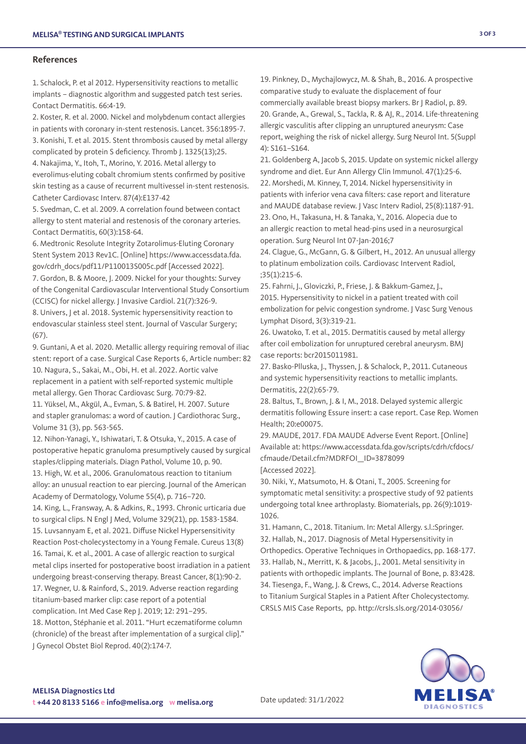## References

1. Schalock, P. et al 2012. Hypersensitivity reactions to metallic implants – diagnostic algorithm and suggested patch test series. Contact Dermatitis. 66:4-19.
2. Koster, R. et al. 2000. Nickel and molybdenum contact allergies in patients with coronary in-stent restenosis. Lancet. 356:1895-7.
3. Konishi, T. et al. 2015. Stent thrombosis caused by metal allergy complicated by protein S deficiency. Thromb J. 1325(13);25.
4. Nakajima, Y., Itoh, T., Morino, Y. 2016. Metal allergy to everolimus-eluting cobalt chromium stents confirmed by positive skin testing as a cause of recurrent multivessel in-stent restenosis. Catheter Cardiovasc Interv. 87(4):E137-42
5. Svedman, C. et al. 2009. A correlation found between contact allergy to stent material and restenosis of the coronary arteries. Contact Dermatitis, 60(3):158-64.
6. Medtronic Resolute Integrity Zotarolimus-Eluting Coronary Stent System 2013 Rev1C. [Online] https://www.accessdata.fda.gov/cdrh_docs/pdf11/P110013S005c.pdf [Accessed 2022].
7. Gordon, B. & Moore, J. 2009. Nickel for your thoughts: Survey of the Congenital Cardiovascular Interventional Study Consortium (CCISC) for nickel allergy. J Invasive Cardiol. 21(7):326-9.
8. Univers, J et al. 2018. Systemic hypersensitivity reaction to endovascular stainless steel stent. Journal of Vascular Surgery; (67).
9. Guntani, A et al. 2020. Metallic allergy requiring removal of iliac stent: report of a case. Surgical Case Reports 6, Article number: 82
10. Nagura, S., Sakai, M., Obi, H. et al. 2022. Aortic valve replacement in a patient with self-reported systemic multiple metal allergy. Gen Thorac Cardiovasc Surg. 70:79-82.
11. Yüksel, M., Akgül, A., Evman, S. & Batirel, H. 2007. Suture and stapler granulomas: a word of caution. J Cardiothorac Surg., Volume 31 (3), pp. 563-565.
12. Nihon-Yanagi, Y., Ishiwatari, T. & Otsuka, Y., 2015. A case of postoperative hepatic granuloma presumptively caused by surgical staples/clipping materials. Diagn Pathol, Volume 10, p. 90.
13. High, W. et al., 2006. Granulomatous reaction to titanium alloy: an unusual reaction to ear piercing. Journal of the American Academy of Dermatology, Volume 55(4), p. 716–720.
14. King, L., Fransway, A. & Adkins, R., 1993. Chronic urticaria due to surgical clips. N Engl J Med, Volume 329(21), pp. 1583-1584.
15. Luvsannyam E, et al. 2021. Diffuse Nickel Hypersensitivity Reaction Post-cholecystectomy in a Young Female. Cureus 13(8)
16. Tamai, K. et al., 2001. A case of allergic reaction to surgical metal clips inserted for postoperative boost irradiation in a patient undergoing breast-conserving therapy. Breast Cancer, 8(1):90-2.
17. Wegner, U. & Rainford, S., 2019. Adverse reaction regarding titanium-based marker clip: case report of a potential complication. Int Med Case Rep J. 2019; 12: 291–295.
18. Motton, Stéphanie et al. 2011. "Hurt eczematiforme column (chronicle) of the breast after implementation of a surgical clip]." J Gynecol Obstet Biol Reprod. 40(2):174-7.
19. Pinkney, D., Mychajlowycz, M. & Shah, B., 2016. A prospective comparative study to evaluate the displacement of four commercially available breast biopsy markers. Br J Radiol, p. 89.
20. Grande, A., Grewal, S., Tackla, R. & AJ, R., 2014. Life-threatening allergic vasculitis after clipping an unruptured aneurysm: Case report, weighing the risk of nickel allergy. Surg Neurol Int. 5(Suppl 4): S161–S164.
21. Goldenberg A, Jacob S, 2015. Update on systemic nickel allergy syndrome and diet. Eur Ann Allergy Clin Immunol. 47(1):25-6.
22. Morshedi, M. Kinney, T, 2014. Nickel hypersensitivity in patients with inferior vena cava filters: case report and literature and MAUDE database review. J Vasc Interv Radiol, 25(8):1187-91.
23. Ono, H., Takasuna, H. & Tanaka, Y., 2016. Alopecia due to an allergic reaction to metal head-pins used in a neurosurgical operation. Surg Neurol Int 07-Jan-2016;7
24. Clague, G., McGann, G. & Gilbert, H., 2012. An unusual allergy to platinum embolization coils. Cardiovasc Intervent Radiol, ;35(1):215-6.
25. Fahrni, J., Gloviczki, P., Friese, J. & Bakkum-Gamez, J., 2015. Hypersensitivity to nickel in a patient treated with coil embolization for pelvic congestion syndrome. J Vasc Surg Venous Lymphat Disord, 3(3):319-21.
26. Uwatoko, T. et al., 2015. Dermatitis caused by metal allergy after coil embolization for unruptured cerebral aneurysm. BMJ case reports: bcr2015011981.
27. Basko-Plluska, J., Thyssen, J. & Schalock, P., 2011. Cutaneous and systemic hypersensitivity reactions to metallic implants. Dermatitis, 22(2):65-79.
28. Baltus, T., Brown, J. & I, M., 2018. Delayed systemic allergic dermatitis following Essure insert: a case report. Case Rep. Women Health; 20:e00075.
29. MAUDE, 2017. FDA MAUDE Adverse Event Report. [Online] Available at: https://www.accessdata.fda.gov/scripts/cdrh/cfdocs/cfmaude/Detail.cfm?MDRFOI__ID=3878099 [Accessed 2022].
30. Niki, Y., Matsumoto, H. & Otani, T., 2005. Screening for symptomatic metal sensitivity: a prospective study of 92 patients undergoing total knee arthroplasty. Biomaterials, pp. 26(9):1019-1026.
31. Hamann, C., 2018. Titanium. In: Metal Allergy. s.l.:Springer.
32. Hallab, N., 2017. Diagnosis of Metal Hypersensitivity in Orthopedics. Operative Techniques in Orthopaedics, pp. 168-177.
33. Hallab, N., Merritt, K. & Jacobs, J., 2001. Metal sensitivity in patients with orthopedic implants. The Journal of Bone, p. 83:428.
34. Tiesenga, F., Wang, J. & Crews, C., 2014. Adverse Reactions to Titanium Surgical Staples in a Patient After Cholecystectomy. CRSLS MIS Case Reports, pp. http://crsls.sls.org/2014-03056/

**MELISA Diagnostics Ltd**
**t +44 20 8133 5166 e info@melisa.org w melisa.org**

Date updated: 31/1/2022